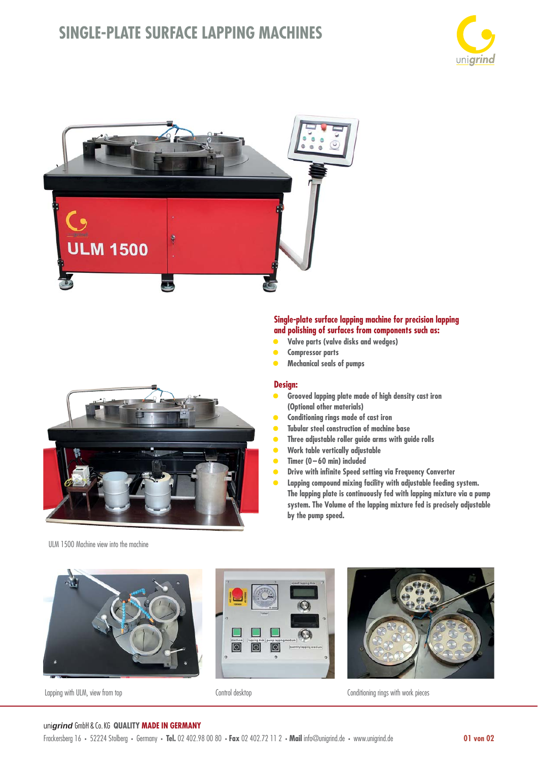# SINGLE-PLATE SURFACE LAPPING MACHINES

**Single-plate surface lapping machine for precision lapping and polishing of surfaces from components such as:**

- Valve parts (valve disks and wedges)
- Compressor parts
- Mechanical seals of pumps

## Design:

- Grooved lapping plate made of high density cast iron (Optional other materials)
- Conditioning rings made of cast iron
- Tubular steel construction of machine base
- Three adjustable roller guide arms with guide rolls
- Work table vertically adjustable
- Timer (0 – 60 min) included
- Drive with infinite Speed setting via Frequency Converter
- Lapping compound mixing facility with adjustable feeding system. The lapping plate is continuously fed with lapping mixture via a pump system. The Volume of the lapping mixture fed is precisely adjustable by the pump speed.

ULM 1500 Machine view into the machine

Lapping with ULM, view from top

Control desktop

Conditioning rings with work pieces

uni*grind* GmbH & Co. KG **QUALITY MADE IN GERMANY**

Frackersberg 16 • 52224 Stolberg • Germany • **Tel.** 02 402.98 00 80 • **Fax** 02 402.72 11 2 • **Mail** info@unigrind.de • www.unigrind.de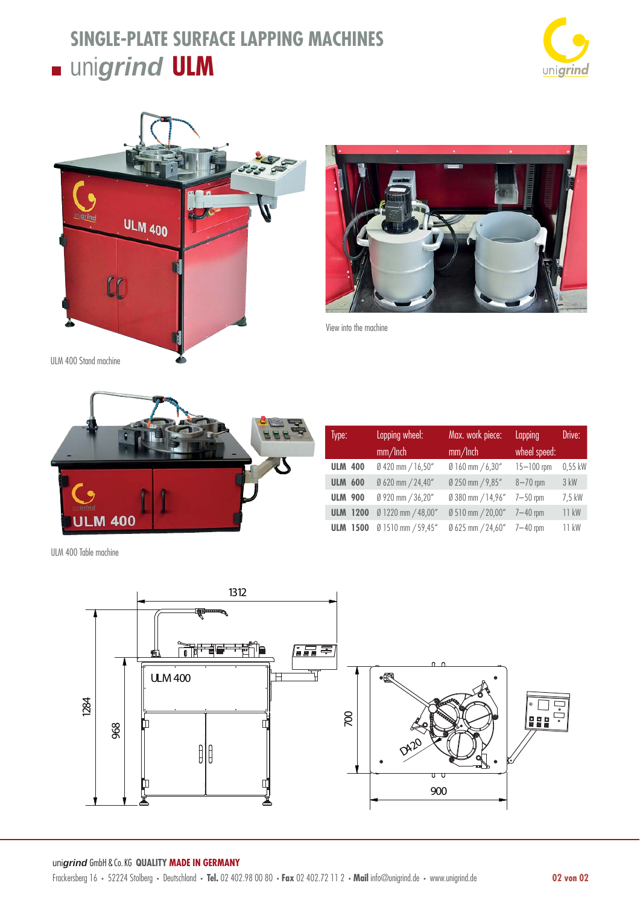# SINGLE-PLATE SURFACE LAPPING MACHINES

## unigrind ULM

ULM 400 Stand machine

View into the machine

ULM 400 Table machine

| Type: | Lapping wheel: mm/Inch | Max. work piece: mm/Inch | Lapping wheel speed: | Drive: |
|---|---|---|---|---|
| **ULM 400** | Ø 420 mm / 16,50" | Ø 160 mm / 6,30" | 15–100 rpm | 0,55 kW |
| **ULM 600** | Ø 620 mm / 24,40" | Ø 250 mm / 9,85" | 8–70 rpm | 3 kW |
| **ULM 900** | Ø 920 mm / 36,20" | Ø 380 mm / 14,96" | 7–50 rpm | 7,5 kW |
| **ULM 1200** | Ø 1220 mm / 48,00" | Ø 510 mm / 20,00" | 7–40 rpm | 11 kW |
| **ULM 1500** | Ø 1510 mm / 59,45" | Ø 625 mm / 24,60" | 7–40 rpm | 11 kW |

1312

1284

968

ULM 400

700

900

D420

unigrind GmbH & Co. KG **QUALITY MADE IN GERMANY**

Frackersberg 16 • 52224 Stolberg • Deutschland • **Tel.** 02 402.98 00 80 • **Fax** 02 402.72 11 2 • **Mail** info@unigrind.de • www.unigrind.de